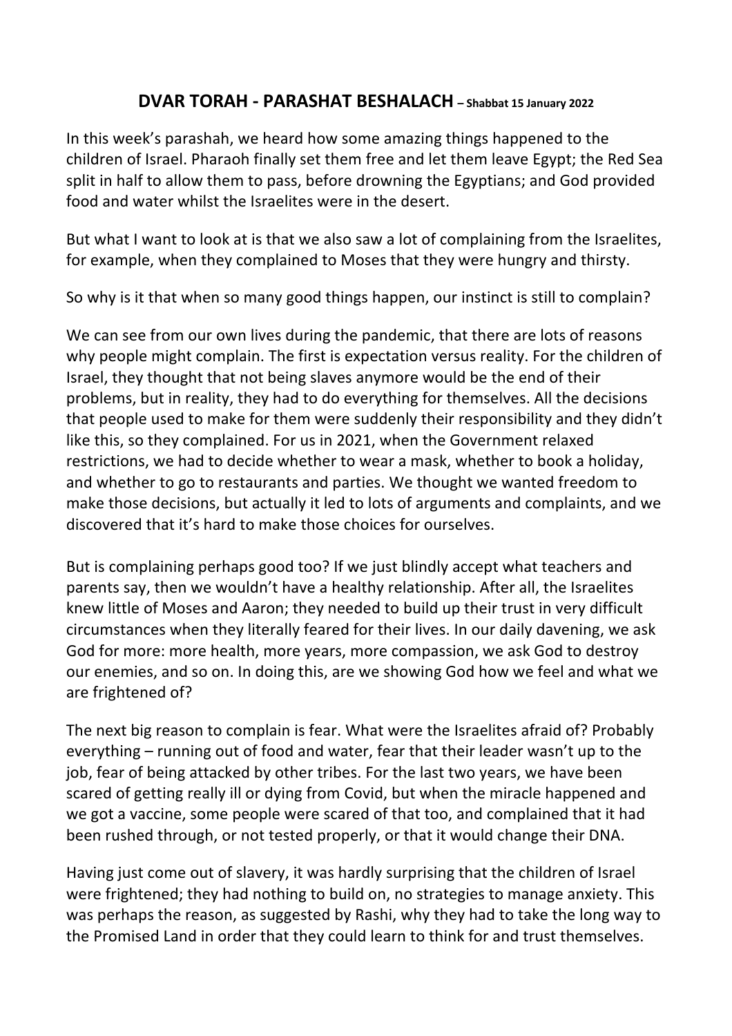# DVAR TORAH - PARASHAT BESHALACH – Shabbat 15 January 2022

In this week's parashah, we heard how some amazing things happened to the children of Israel. Pharaoh finally set them free and let them leave Egypt; the Red Sea split in half to allow them to pass, before drowning the Egyptians; and God provided food and water whilst the Israelites were in the desert.

But what I want to look at is that we also saw a lot of complaining from the Israelites, for example, when they complained to Moses that they were hungry and thirsty.

So why is it that when so many good things happen, our instinct is still to complain?

We can see from our own lives during the pandemic, that there are lots of reasons why people might complain. The first is expectation versus reality. For the children of Israel, they thought that not being slaves anymore would be the end of their problems, but in reality, they had to do everything for themselves. All the decisions that people used to make for them were suddenly their responsibility and they didn't like this, so they complained. For us in 2021, when the Government relaxed restrictions, we had to decide whether to wear a mask, whether to book a holiday, and whether to go to restaurants and parties. We thought we wanted freedom to make those decisions, but actually it led to lots of arguments and complaints, and we discovered that it's hard to make those choices for ourselves.

But is complaining perhaps good too? If we just blindly accept what teachers and parents say, then we wouldn't have a healthy relationship. After all, the Israelites knew little of Moses and Aaron; they needed to build up their trust in very difficult circumstances when they literally feared for their lives. In our daily davening, we ask God for more: more health, more years, more compassion, we ask God to destroy our enemies, and so on. In doing this, are we showing God how we feel and what we are frightened of?

The next big reason to complain is fear. What were the Israelites afraid of? Probably everything – running out of food and water, fear that their leader wasn't up to the job, fear of being attacked by other tribes. For the last two years, we have been scared of getting really ill or dying from Covid, but when the miracle happened and we got a vaccine, some people were scared of that too, and complained that it had been rushed through, or not tested properly, or that it would change their DNA.

Having just come out of slavery, it was hardly surprising that the children of Israel were frightened; they had nothing to build on, no strategies to manage anxiety. This was perhaps the reason, as suggested by Rashi, why they had to take the long way to the Promised Land in order that they could learn to think for and trust themselves.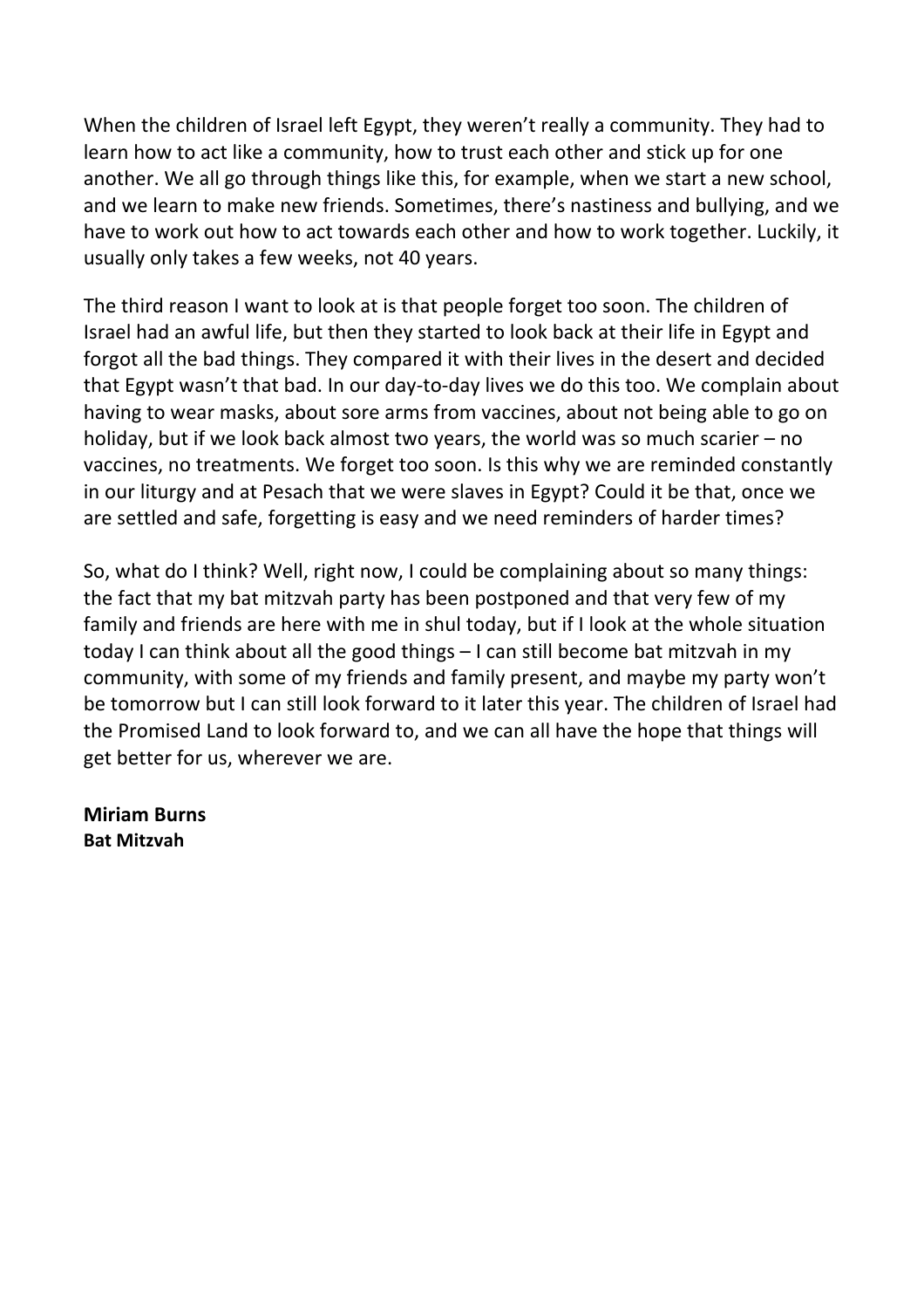When the children of Israel left Egypt, they weren't really a community. They had to learn how to act like a community, how to trust each other and stick up for one another. We all go through things like this, for example, when we start a new school, and we learn to make new friends. Sometimes, there's nastiness and bullying, and we have to work out how to act towards each other and how to work together. Luckily, it usually only takes a few weeks, not 40 years.

The third reason I want to look at is that people forget too soon. The children of Israel had an awful life, but then they started to look back at their life in Egypt and forgot all the bad things. They compared it with their lives in the desert and decided that Egypt wasn't that bad. In our day-to-day lives we do this too. We complain about having to wear masks, about sore arms from vaccines, about not being able to go on holiday, but if we look back almost two years, the world was so much scarier – no vaccines, no treatments. We forget too soon. Is this why we are reminded constantly in our liturgy and at Pesach that we were slaves in Egypt? Could it be that, once we are settled and safe, forgetting is easy and we need reminders of harder times?

So, what do I think? Well, right now, I could be complaining about so many things: the fact that my bat mitzvah party has been postponed and that very few of my family and friends are here with me in shul today, but if I look at the whole situation today I can think about all the good things – I can still become bat mitzvah in my community, with some of my friends and family present, and maybe my party won't be tomorrow but I can still look forward to it later this year. The children of Israel had the Promised Land to look forward to, and we can all have the hope that things will get better for us, wherever we are.

**Miriam Burns**
**Bat Mitzvah**